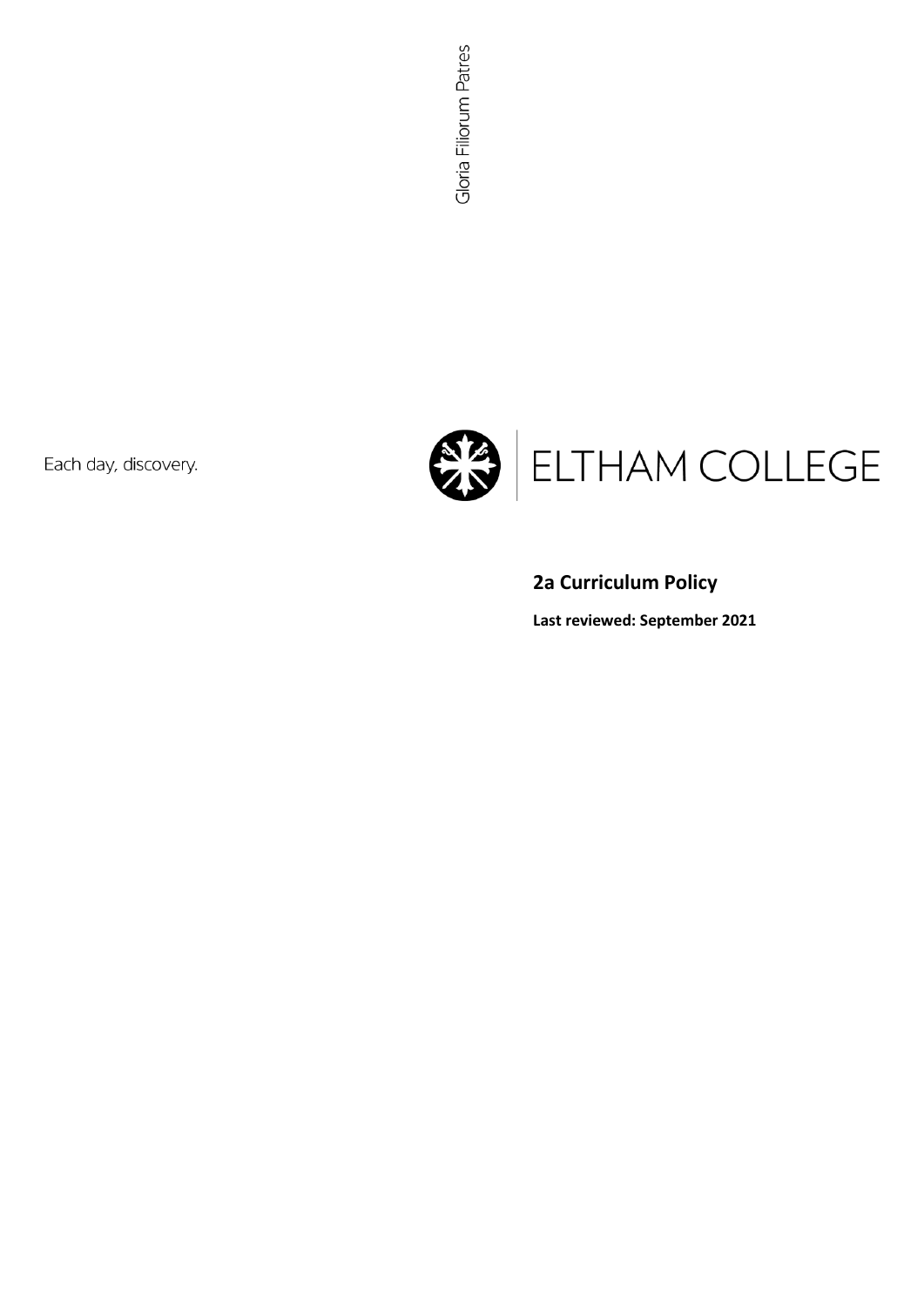Gloria Filiorum Patres

Each day, discovery.

ELTHAM COLLEGE

## 2a Curriculum Policy

**Last reviewed: September 2021**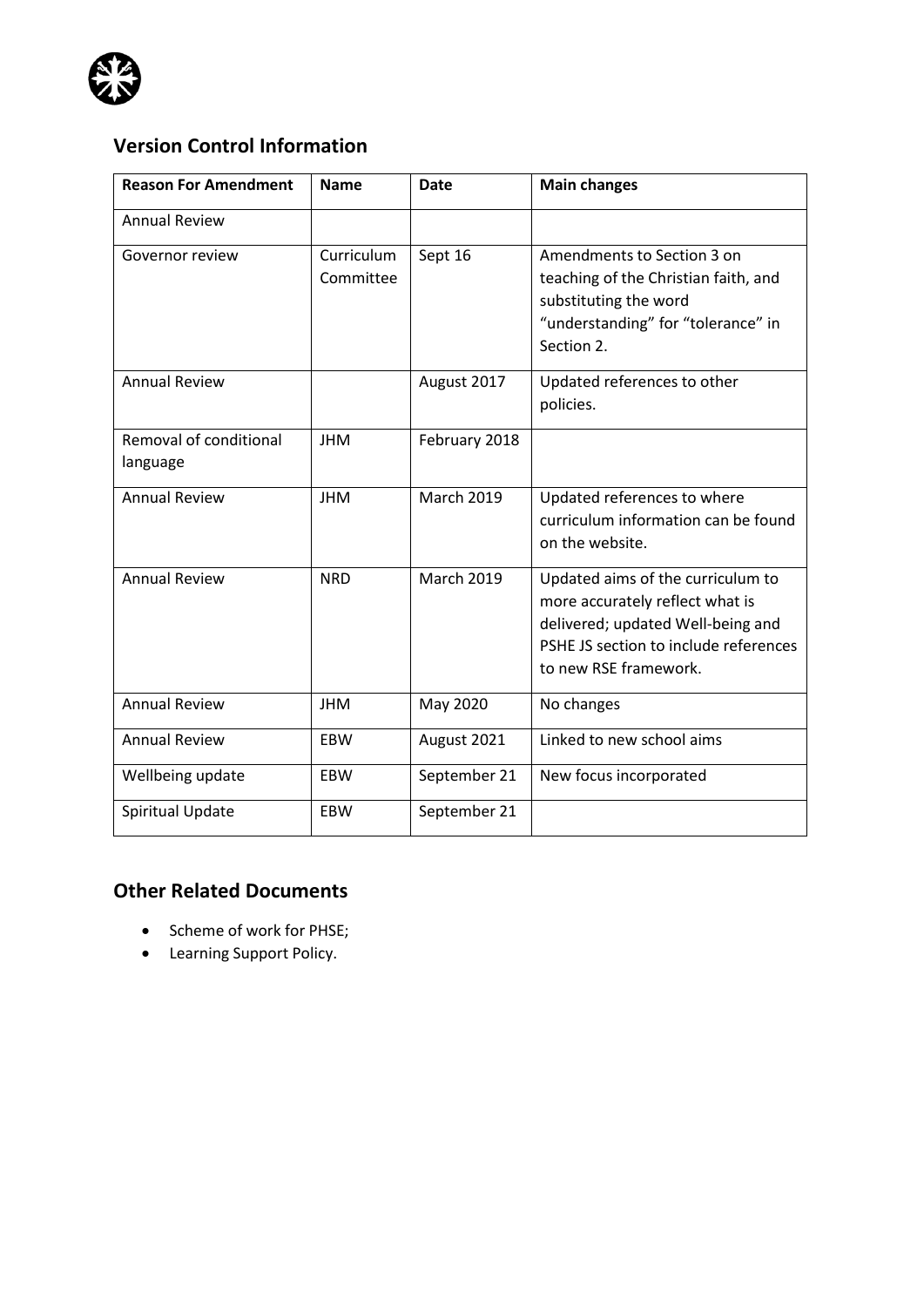## Version Control Information

| Reason For Amendment | Name | Date | Main changes |
|---|---|---|---|
| Annual Review | | | |
| Governor review | Curriculum Committee | Sept 16 | Amendments to Section 3 on teaching of the Christian faith, and substituting the word “understanding” for “tolerance” in Section 2. |
| Annual Review | | August 2017 | Updated references to other policies. |
| Removal of conditional language | JHM | February 2018 | |
| Annual Review | JHM | March 2019 | Updated references to where curriculum information can be found on the website. |
| Annual Review | NRD | March 2019 | Updated aims of the curriculum to more accurately reflect what is delivered; updated Well-being and PSHE JS section to include references to new RSE framework. |
| Annual Review | JHM | May 2020 | No changes |
| Annual Review | EBW | August 2021 | Linked to new school aims |
| Wellbeing update | EBW | September 21 | New focus incorporated |
| Spiritual Update | EBW | September 21 | |

## Other Related Documents

- Scheme of work for PHSE;
- Learning Support Policy.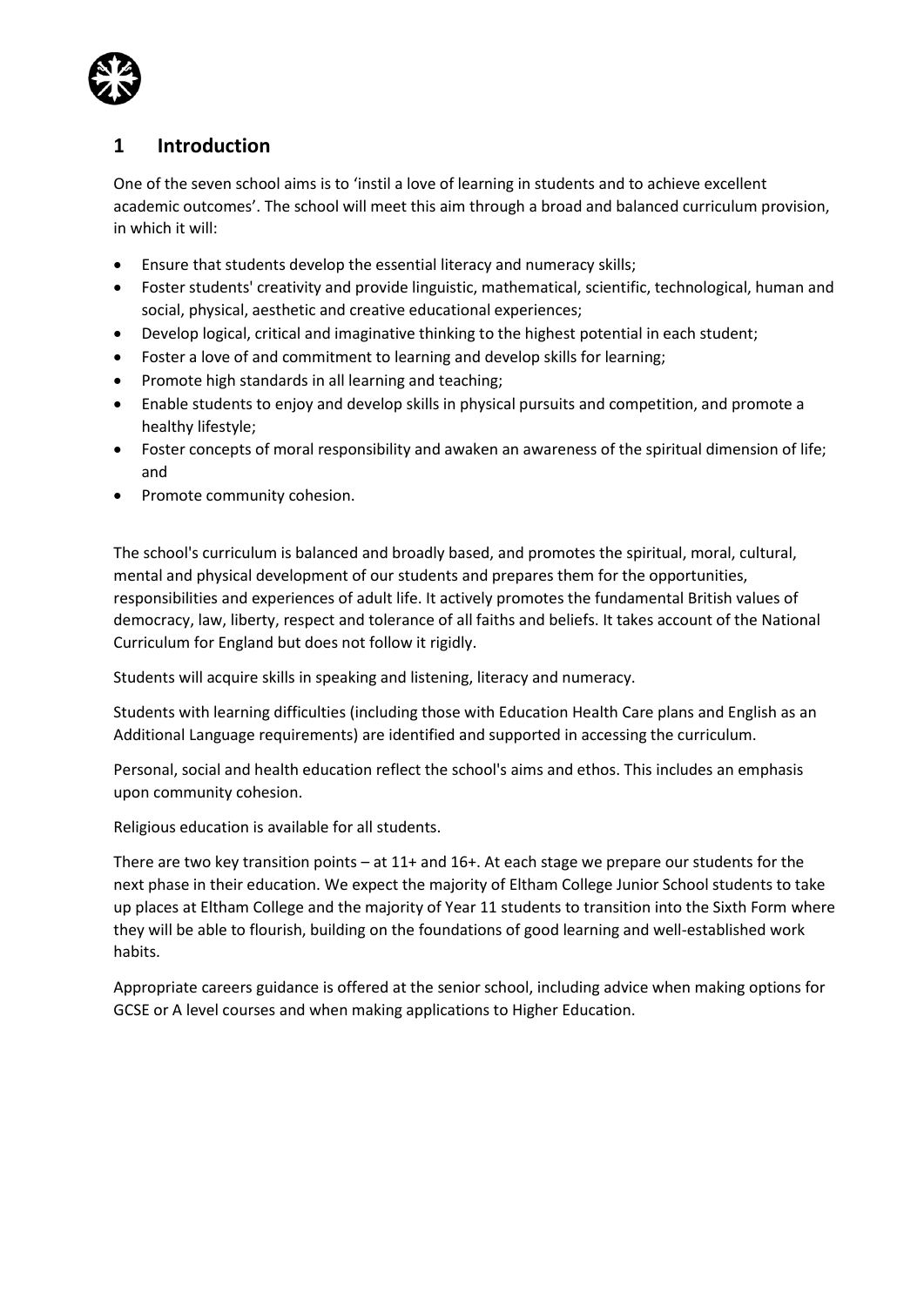# 1 Introduction

One of the seven school aims is to 'instil a love of learning in students and to achieve excellent academic outcomes'. The school will meet this aim through a broad and balanced curriculum provision, in which it will:

- Ensure that students develop the essential literacy and numeracy skills;
- Foster students' creativity and provide linguistic, mathematical, scientific, technological, human and social, physical, aesthetic and creative educational experiences;
- Develop logical, critical and imaginative thinking to the highest potential in each student;
- Foster a love of and commitment to learning and develop skills for learning;
- Promote high standards in all learning and teaching;
- Enable students to enjoy and develop skills in physical pursuits and competition, and promote a healthy lifestyle;
- Foster concepts of moral responsibility and awaken an awareness of the spiritual dimension of life; and
- Promote community cohesion.

The school's curriculum is balanced and broadly based, and promotes the spiritual, moral, cultural, mental and physical development of our students and prepares them for the opportunities, responsibilities and experiences of adult life. It actively promotes the fundamental British values of democracy, law, liberty, respect and tolerance of all faiths and beliefs. It takes account of the National Curriculum for England but does not follow it rigidly.

Students will acquire skills in speaking and listening, literacy and numeracy.

Students with learning difficulties (including those with Education Health Care plans and English as an Additional Language requirements) are identified and supported in accessing the curriculum.

Personal, social and health education reflect the school's aims and ethos. This includes an emphasis upon community cohesion.

Religious education is available for all students.

There are two key transition points – at 11+ and 16+. At each stage we prepare our students for the next phase in their education. We expect the majority of Eltham College Junior School students to take up places at Eltham College and the majority of Year 11 students to transition into the Sixth Form where they will be able to flourish, building on the foundations of good learning and well-established work habits.

Appropriate careers guidance is offered at the senior school, including advice when making options for GCSE or A level courses and when making applications to Higher Education.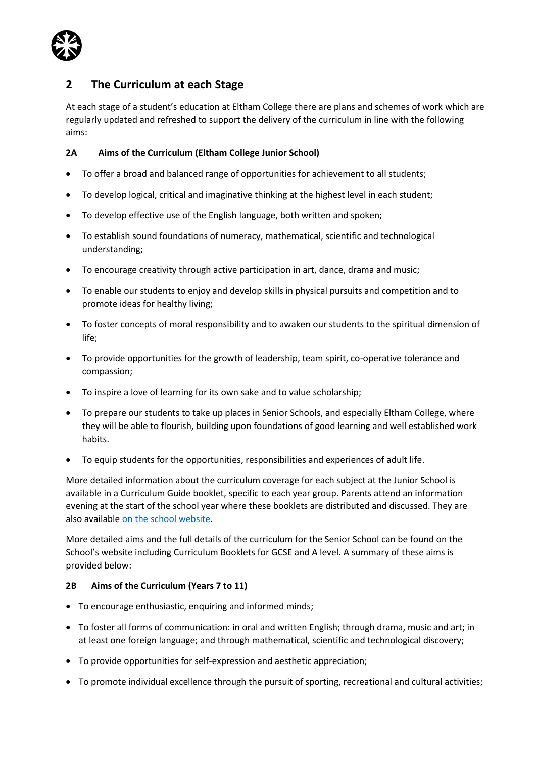## 2 The Curriculum at each Stage

At each stage of a student's education at Eltham College there are plans and schemes of work which are regularly updated and refreshed to support the delivery of the curriculum in line with the following aims:

### 2A Aims of the Curriculum (Eltham College Junior School)

- To offer a broad and balanced range of opportunities for achievement to all students;
- To develop logical, critical and imaginative thinking at the highest level in each student;
- To develop effective use of the English language, both written and spoken;
- To establish sound foundations of numeracy, mathematical, scientific and technological understanding;
- To encourage creativity through active participation in art, dance, drama and music;
- To enable our students to enjoy and develop skills in physical pursuits and competition and to promote ideas for healthy living;
- To foster concepts of moral responsibility and to awaken our students to the spiritual dimension of life;
- To provide opportunities for the growth of leadership, team spirit, co-operative tolerance and compassion;
- To inspire a love of learning for its own sake and to value scholarship;
- To prepare our students to take up places in Senior Schools, and especially Eltham College, where they will be able to flourish, building upon foundations of good learning and well established work habits.
- To equip students for the opportunities, responsibilities and experiences of adult life.

More detailed information about the curriculum coverage for each subject at the Junior School is available in a Curriculum Guide booklet, specific to each year group. Parents attend an information evening at the start of the school year where these booklets are distributed and discussed. They are also available on the school website.

More detailed aims and the full details of the curriculum for the Senior School can be found on the School's website including Curriculum Booklets for GCSE and A level. A summary of these aims is provided below:

### 2B Aims of the Curriculum (Years 7 to 11)

- To encourage enthusiastic, enquiring and informed minds;
- To foster all forms of communication: in oral and written English; through drama, music and art; in at least one foreign language; and through mathematical, scientific and technological discovery;
- To provide opportunities for self-expression and aesthetic appreciation;
- To promote individual excellence through the pursuit of sporting, recreational and cultural activities;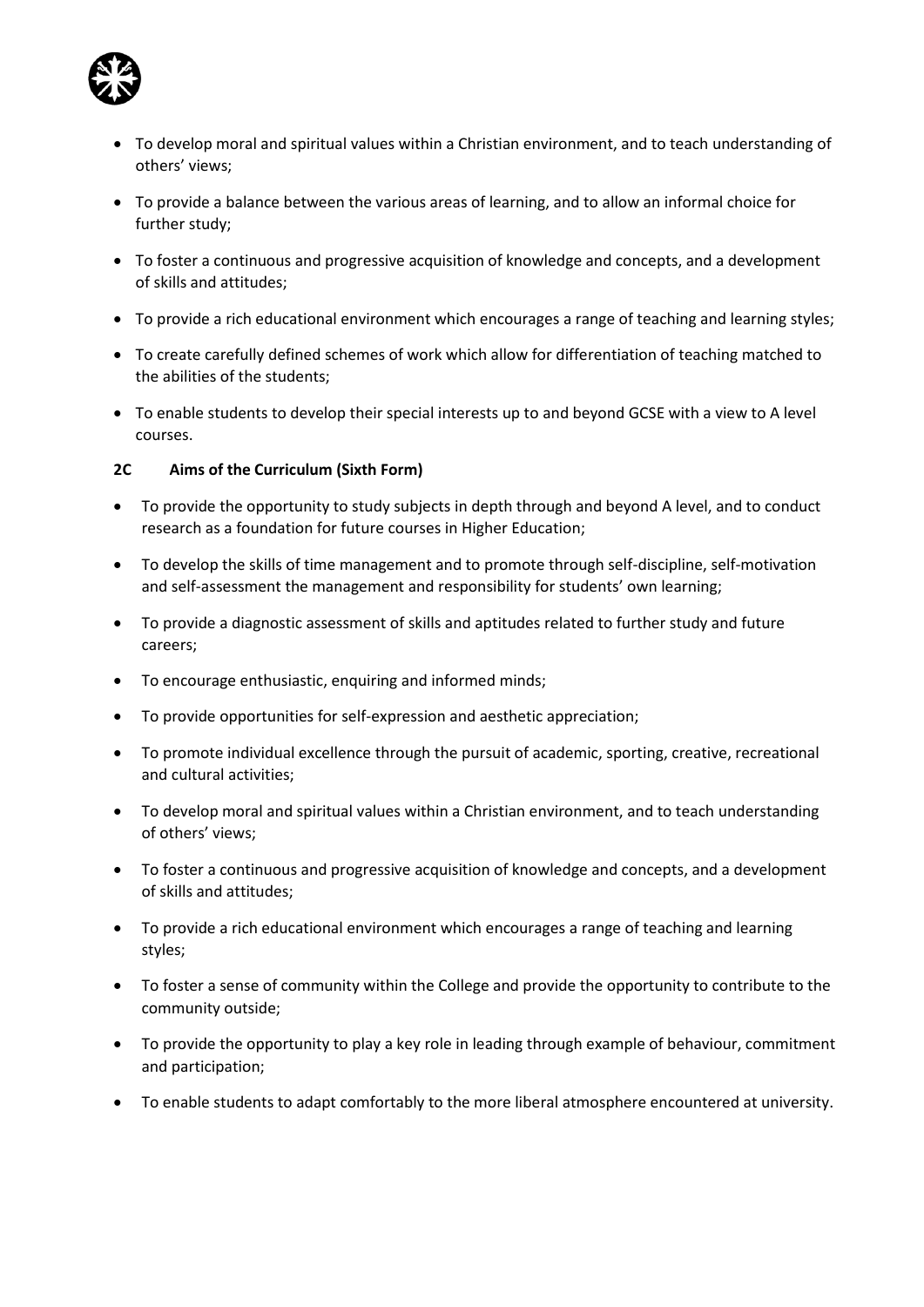- To develop moral and spiritual values within a Christian environment, and to teach understanding of others' views;
- To provide a balance between the various areas of learning, and to allow an informal choice for further study;
- To foster a continuous and progressive acquisition of knowledge and concepts, and a development of skills and attitudes;
- To provide a rich educational environment which encourages a range of teaching and learning styles;
- To create carefully defined schemes of work which allow for differentiation of teaching matched to the abilities of the students;
- To enable students to develop their special interests up to and beyond GCSE with a view to A level courses.

### 2C Aims of the Curriculum (Sixth Form)

- To provide the opportunity to study subjects in depth through and beyond A level, and to conduct research as a foundation for future courses in Higher Education;
- To develop the skills of time management and to promote through self-discipline, self-motivation and self-assessment the management and responsibility for students' own learning;
- To provide a diagnostic assessment of skills and aptitudes related to further study and future careers;
- To encourage enthusiastic, enquiring and informed minds;
- To provide opportunities for self-expression and aesthetic appreciation;
- To promote individual excellence through the pursuit of academic, sporting, creative, recreational and cultural activities;
- To develop moral and spiritual values within a Christian environment, and to teach understanding of others' views;
- To foster a continuous and progressive acquisition of knowledge and concepts, and a development of skills and attitudes;
- To provide a rich educational environment which encourages a range of teaching and learning styles;
- To foster a sense of community within the College and provide the opportunity to contribute to the community outside;
- To provide the opportunity to play a key role in leading through example of behaviour, commitment and participation;
- To enable students to adapt comfortably to the more liberal atmosphere encountered at university.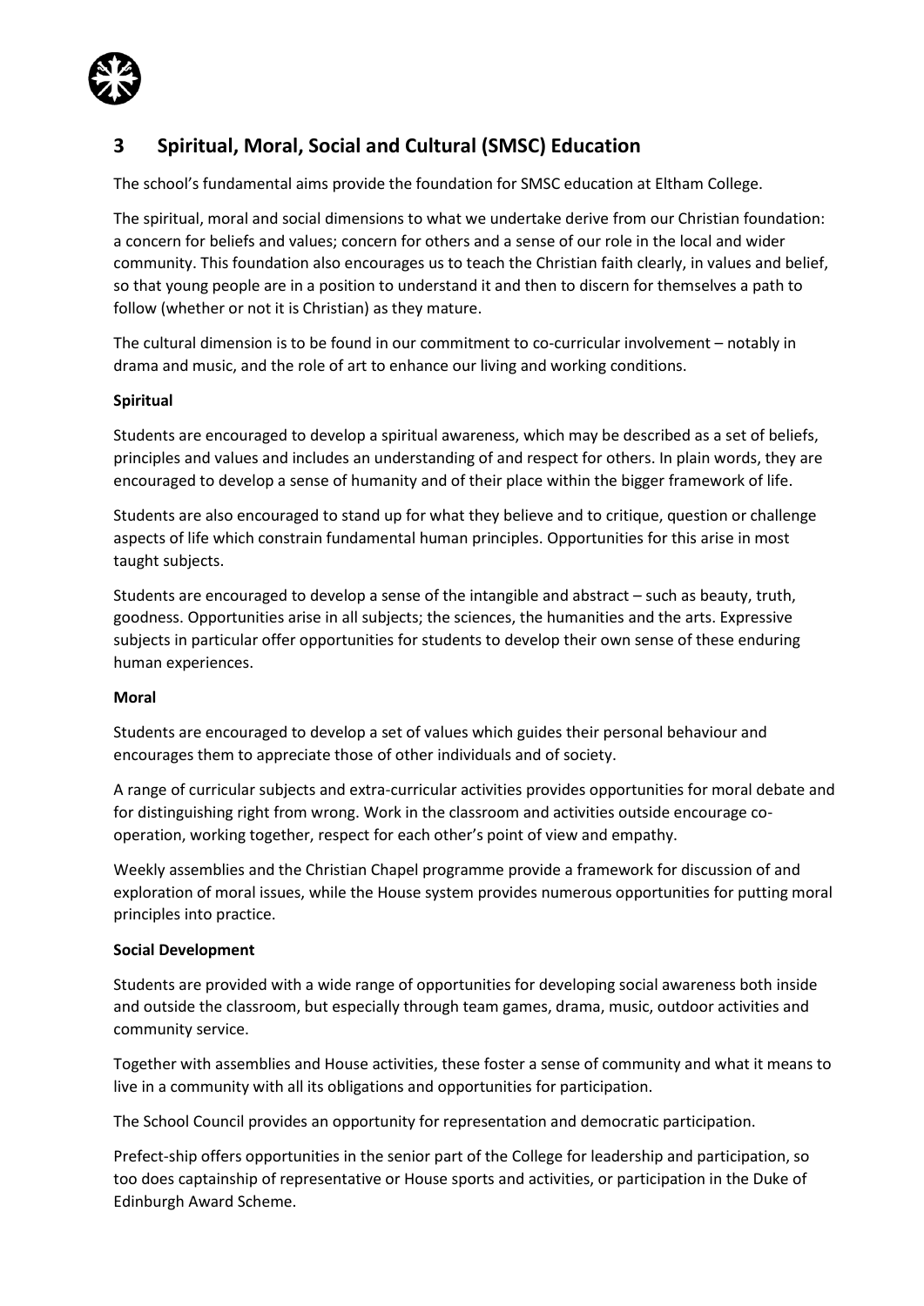## 3 Spiritual, Moral, Social and Cultural (SMSC) Education

The school's fundamental aims provide the foundation for SMSC education at Eltham College.

The spiritual, moral and social dimensions to what we undertake derive from our Christian foundation: a concern for beliefs and values; concern for others and a sense of our role in the local and wider community. This foundation also encourages us to teach the Christian faith clearly, in values and belief, so that young people are in a position to understand it and then to discern for themselves a path to follow (whether or not it is Christian) as they mature.

The cultural dimension is to be found in our commitment to co-curricular involvement – notably in drama and music, and the role of art to enhance our living and working conditions.

**Spiritual**

Students are encouraged to develop a spiritual awareness, which may be described as a set of beliefs, principles and values and includes an understanding of and respect for others. In plain words, they are encouraged to develop a sense of humanity and of their place within the bigger framework of life.

Students are also encouraged to stand up for what they believe and to critique, question or challenge aspects of life which constrain fundamental human principles. Opportunities for this arise in most taught subjects.

Students are encouraged to develop a sense of the intangible and abstract – such as beauty, truth, goodness. Opportunities arise in all subjects; the sciences, the humanities and the arts. Expressive subjects in particular offer opportunities for students to develop their own sense of these enduring human experiences.

**Moral**

Students are encouraged to develop a set of values which guides their personal behaviour and encourages them to appreciate those of other individuals and of society.

A range of curricular subjects and extra-curricular activities provides opportunities for moral debate and for distinguishing right from wrong. Work in the classroom and activities outside encourage co-operation, working together, respect for each other's point of view and empathy.

Weekly assemblies and the Christian Chapel programme provide a framework for discussion of and exploration of moral issues, while the House system provides numerous opportunities for putting moral principles into practice.

**Social Development**

Students are provided with a wide range of opportunities for developing social awareness both inside and outside the classroom, but especially through team games, drama, music, outdoor activities and community service.

Together with assemblies and House activities, these foster a sense of community and what it means to live in a community with all its obligations and opportunities for participation.

The School Council provides an opportunity for representation and democratic participation.

Prefect-ship offers opportunities in the senior part of the College for leadership and participation, so too does captainship of representative or House sports and activities, or participation in the Duke of Edinburgh Award Scheme.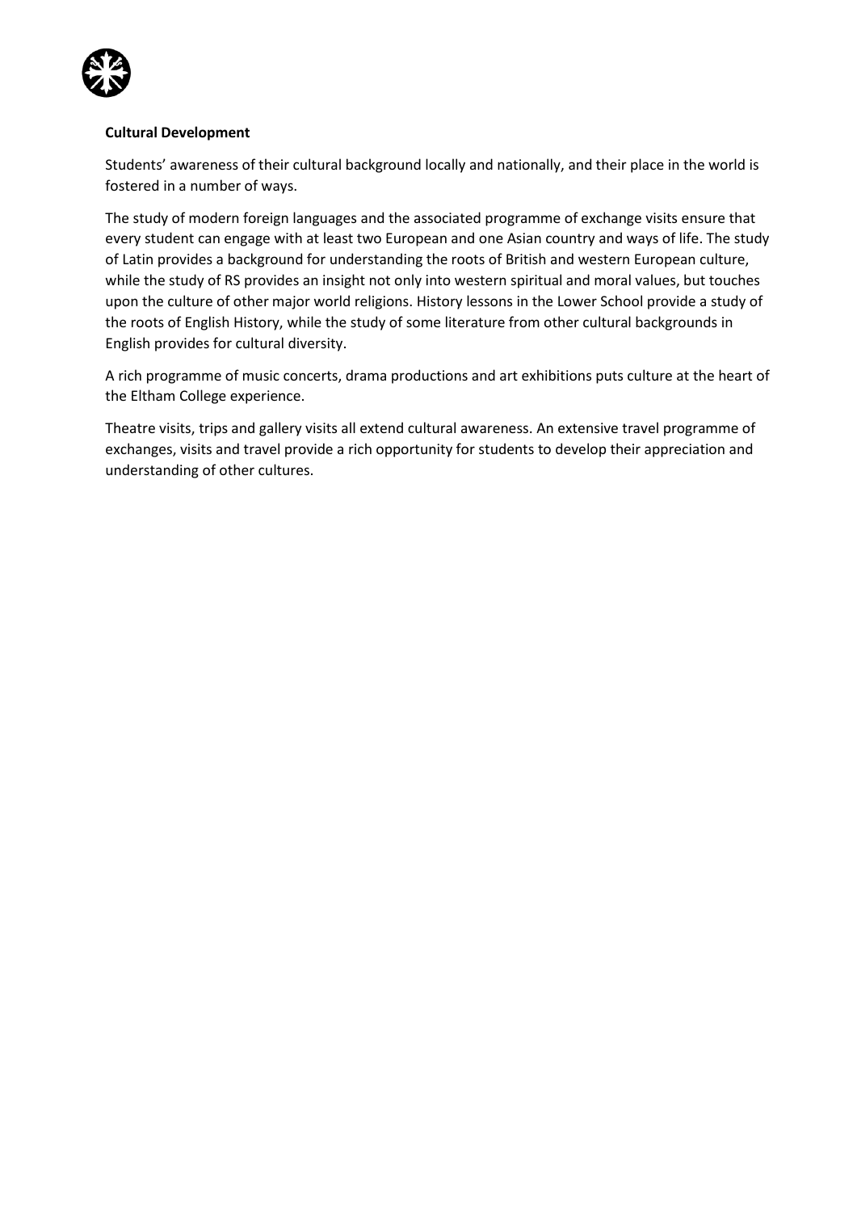**Cultural Development**

Students' awareness of their cultural background locally and nationally, and their place in the world is fostered in a number of ways.

The study of modern foreign languages and the associated programme of exchange visits ensure that every student can engage with at least two European and one Asian country and ways of life. The study of Latin provides a background for understanding the roots of British and western European culture, while the study of RS provides an insight not only into western spiritual and moral values, but touches upon the culture of other major world religions. History lessons in the Lower School provide a study of the roots of English History, while the study of some literature from other cultural backgrounds in English provides for cultural diversity.

A rich programme of music concerts, drama productions and art exhibitions puts culture at the heart of the Eltham College experience.

Theatre visits, trips and gallery visits all extend cultural awareness. An extensive travel programme of exchanges, visits and travel provide a rich opportunity for students to develop their appreciation and understanding of other cultures.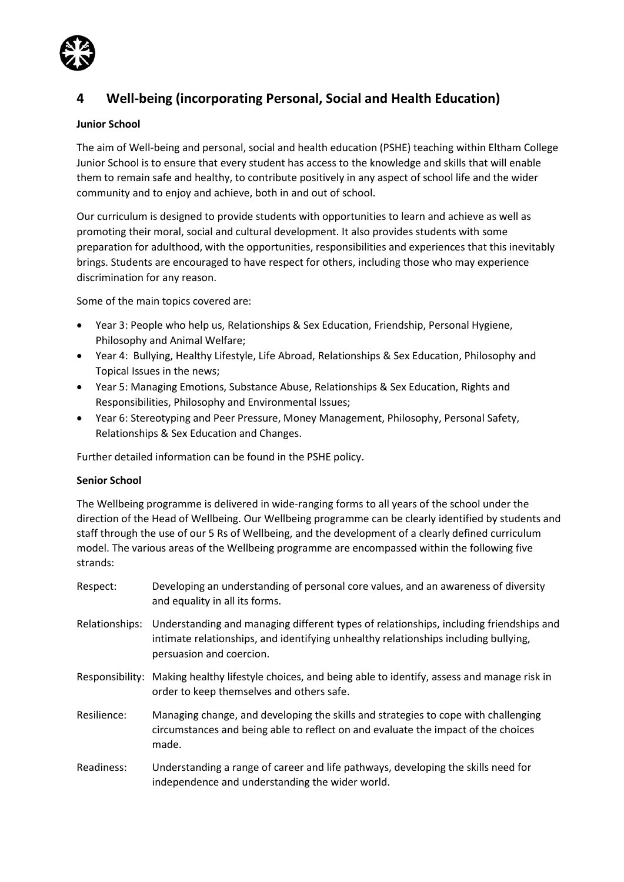## 4 Well-being (incorporating Personal, Social and Health Education)

**Junior School**

The aim of Well-being and personal, social and health education (PSHE) teaching within Eltham College Junior School is to ensure that every student has access to the knowledge and skills that will enable them to remain safe and healthy, to contribute positively in any aspect of school life and the wider community and to enjoy and achieve, both in and out of school.

Our curriculum is designed to provide students with opportunities to learn and achieve as well as promoting their moral, social and cultural development. It also provides students with some preparation for adulthood, with the opportunities, responsibilities and experiences that this inevitably brings. Students are encouraged to have respect for others, including those who may experience discrimination for any reason.

Some of the main topics covered are:

- Year 3: People who help us, Relationships & Sex Education, Friendship, Personal Hygiene, Philosophy and Animal Welfare;
- Year 4: Bullying, Healthy Lifestyle, Life Abroad, Relationships & Sex Education, Philosophy and Topical Issues in the news;
- Year 5: Managing Emotions, Substance Abuse, Relationships & Sex Education, Rights and Responsibilities, Philosophy and Environmental Issues;
- Year 6: Stereotyping and Peer Pressure, Money Management, Philosophy, Personal Safety, Relationships & Sex Education and Changes.

Further detailed information can be found in the PSHE policy.

**Senior School**

The Wellbeing programme is delivered in wide-ranging forms to all years of the school under the direction of the Head of Wellbeing. Our Wellbeing programme can be clearly identified by students and staff through the use of our 5 Rs of Wellbeing, and the development of a clearly defined curriculum model. The various areas of the Wellbeing programme are encompassed within the following five strands:

Respect: Developing an understanding of personal core values, and an awareness of diversity and equality in all its forms.

Relationships: Understanding and managing different types of relationships, including friendships and intimate relationships, and identifying unhealthy relationships including bullying, persuasion and coercion.

Responsibility: Making healthy lifestyle choices, and being able to identify, assess and manage risk in order to keep themselves and others safe.

Resilience: Managing change, and developing the skills and strategies to cope with challenging circumstances and being able to reflect on and evaluate the impact of the choices made.

Readiness: Understanding a range of career and life pathways, developing the skills need for independence and understanding the wider world.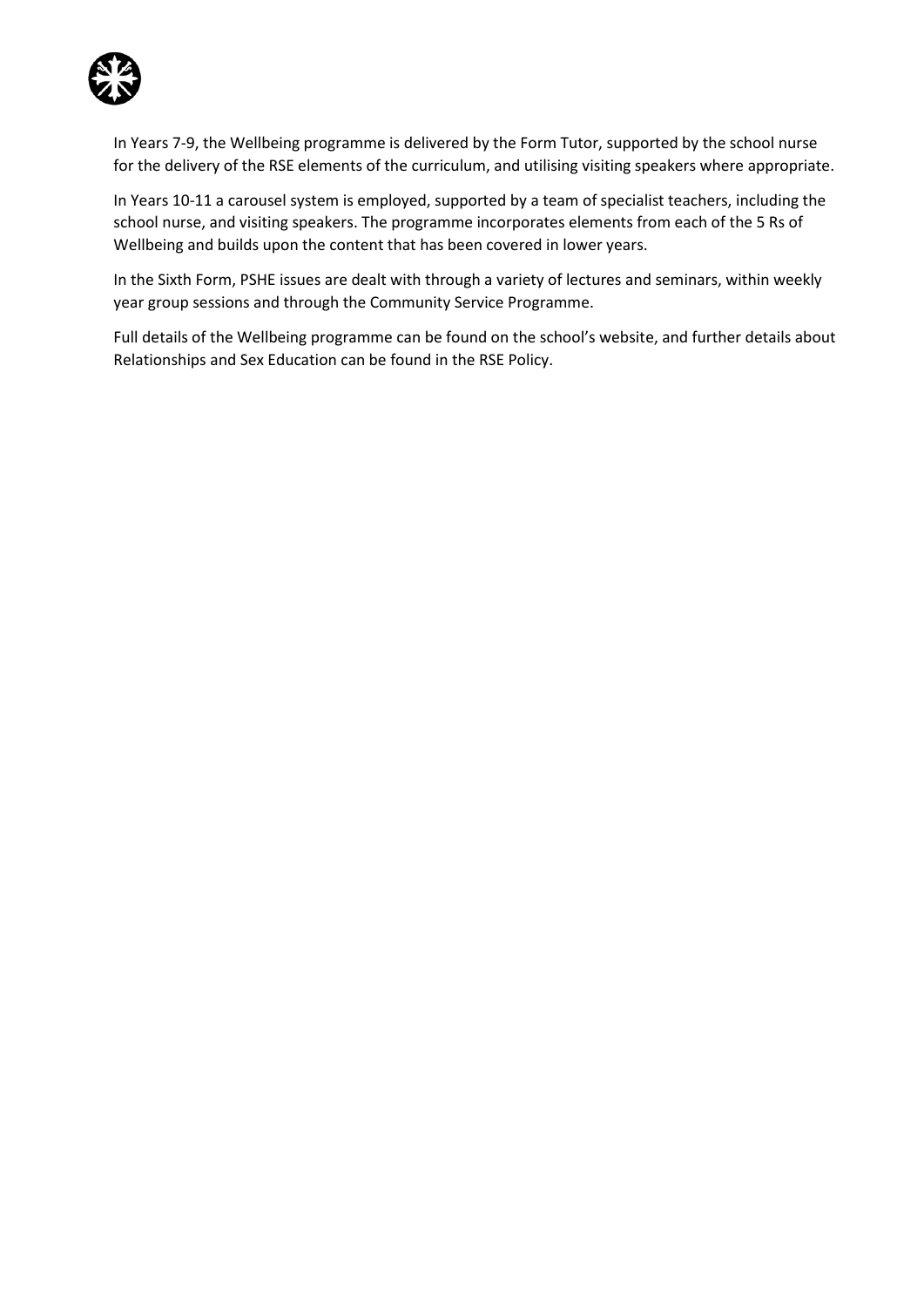In Years 7-9, the Wellbeing programme is delivered by the Form Tutor, supported by the school nurse for the delivery of the RSE elements of the curriculum, and utilising visiting speakers where appropriate.

In Years 10-11 a carousel system is employed, supported by a team of specialist teachers, including the school nurse, and visiting speakers. The programme incorporates elements from each of the 5 Rs of Wellbeing and builds upon the content that has been covered in lower years.

In the Sixth Form, PSHE issues are dealt with through a variety of lectures and seminars, within weekly year group sessions and through the Community Service Programme.

Full details of the Wellbeing programme can be found on the school's website, and further details about Relationships and Sex Education can be found in the RSE Policy.